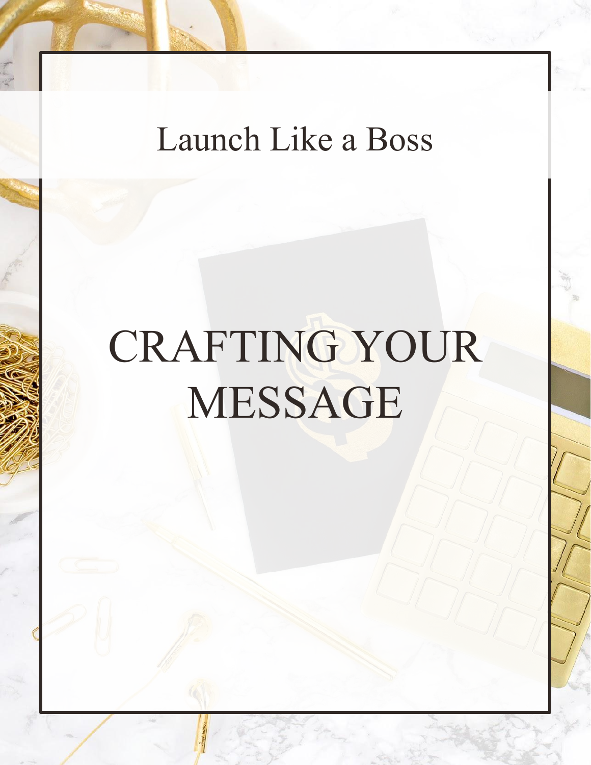Launch Like a Boss

# CRAFTING YOUR MESSAGE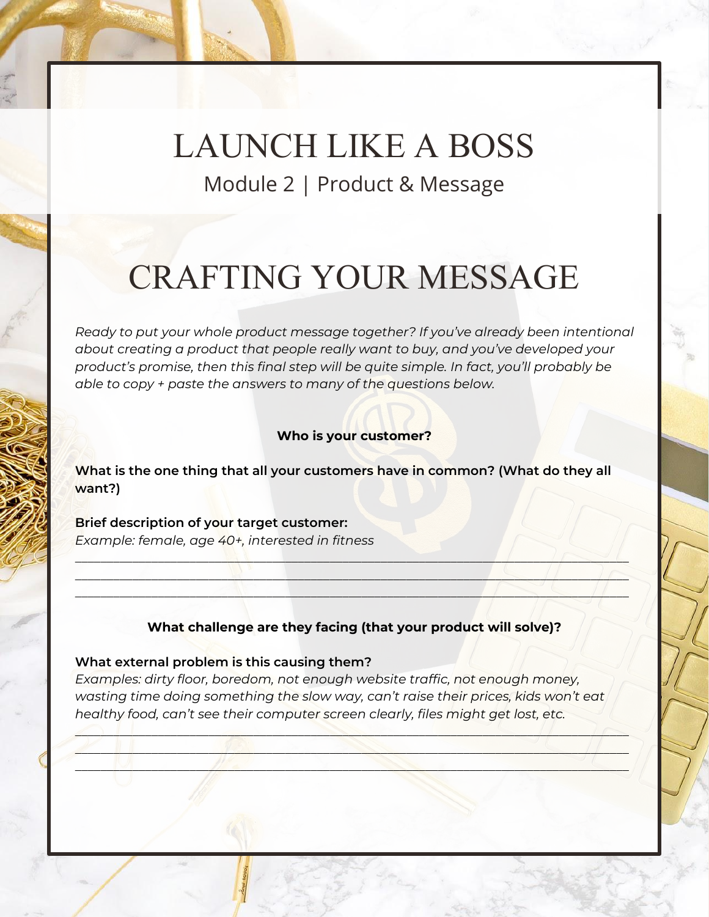# LAUNCH LIKE A BOSS

Module 2 | Product & Message

# CRAFTING YOUR MESSAGE

*Ready to put your whole product message together? If you've already been intentional about creating a product that people really want to buy, and you've developed your product's promise, then this final step will be quite simple. In fact, you'll probably be able to copy + paste the answers to many of the questions below.*

**Who is your customer?**

**What is the one thing that all your customers have in common? (What do they all want?)**

**Brief description of your target customer:**
*Example: female, age 40+, interested in fitness*

_______________________________________________________________________________
_______________________________________________________________________________
_______________________________________________________________________________

**What challenge are they facing (that your product will solve)?**

**What external problem is this causing them?**
*Examples: dirty floor, boredom, not enough website traffic, not enough money, wasting time doing something the slow way, can't raise their prices, kids won't eat healthy food, can't see their computer screen clearly, files might get lost, etc.*

_______________________________________________________________________________
_______________________________________________________________________________
_______________________________________________________________________________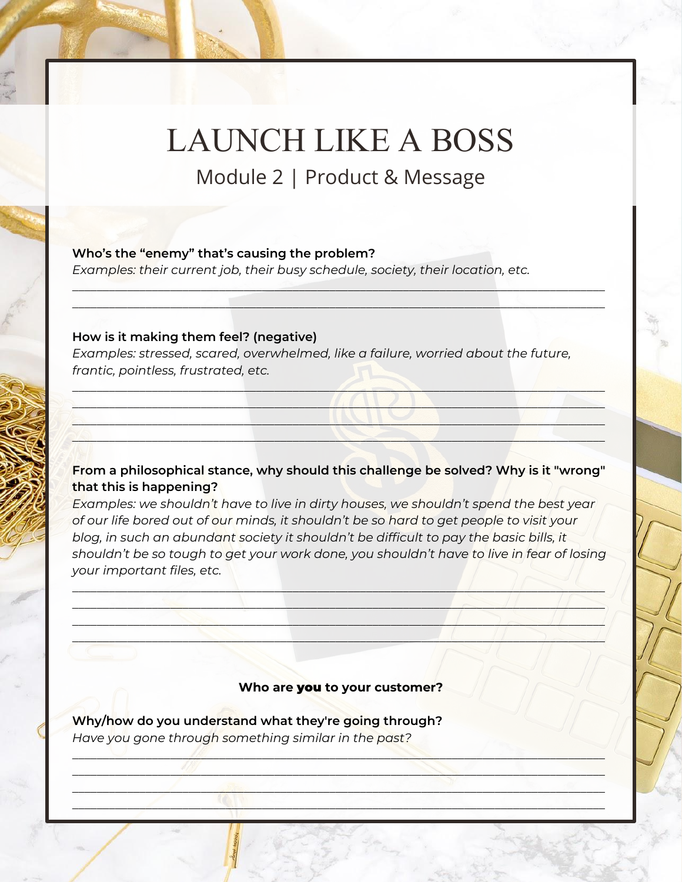# LAUNCH LIKE A BOSS

## Module 2 | Product & Message

**Who's the "enemy" that's causing the problem?**
*Examples: their current job, their busy schedule, society, their location, etc.*

______________________________________________________________________________
______________________________________________________________________________

**How is it making them feel? (negative)**
*Examples: stressed, scared, overwhelmed, like a failure, worried about the future, frantic, pointless, frustrated, etc.*

______________________________________________________________________________
______________________________________________________________________________
______________________________________________________________________________
______________________________________________________________________________

**From a philosophical stance, why should this challenge be solved? Why is it "wrong" that this is happening?**
*Examples: we shouldn't have to live in dirty houses, we shouldn't spend the best year of our life bored out of our minds, it shouldn't be so hard to get people to visit your blog, in such an abundant society it shouldn't be difficult to pay the basic bills, it shouldn't be so tough to get your work done, you shouldn't have to live in fear of losing your important files, etc.*

______________________________________________________________________________
______________________________________________________________________________
______________________________________________________________________________
______________________________________________________________________________

### Who are **you** to your customer?

**Why/how do you understand what they're going through?**
*Have you gone through something similar in the past?*

______________________________________________________________________________
______________________________________________________________________________
______________________________________________________________________________
______________________________________________________________________________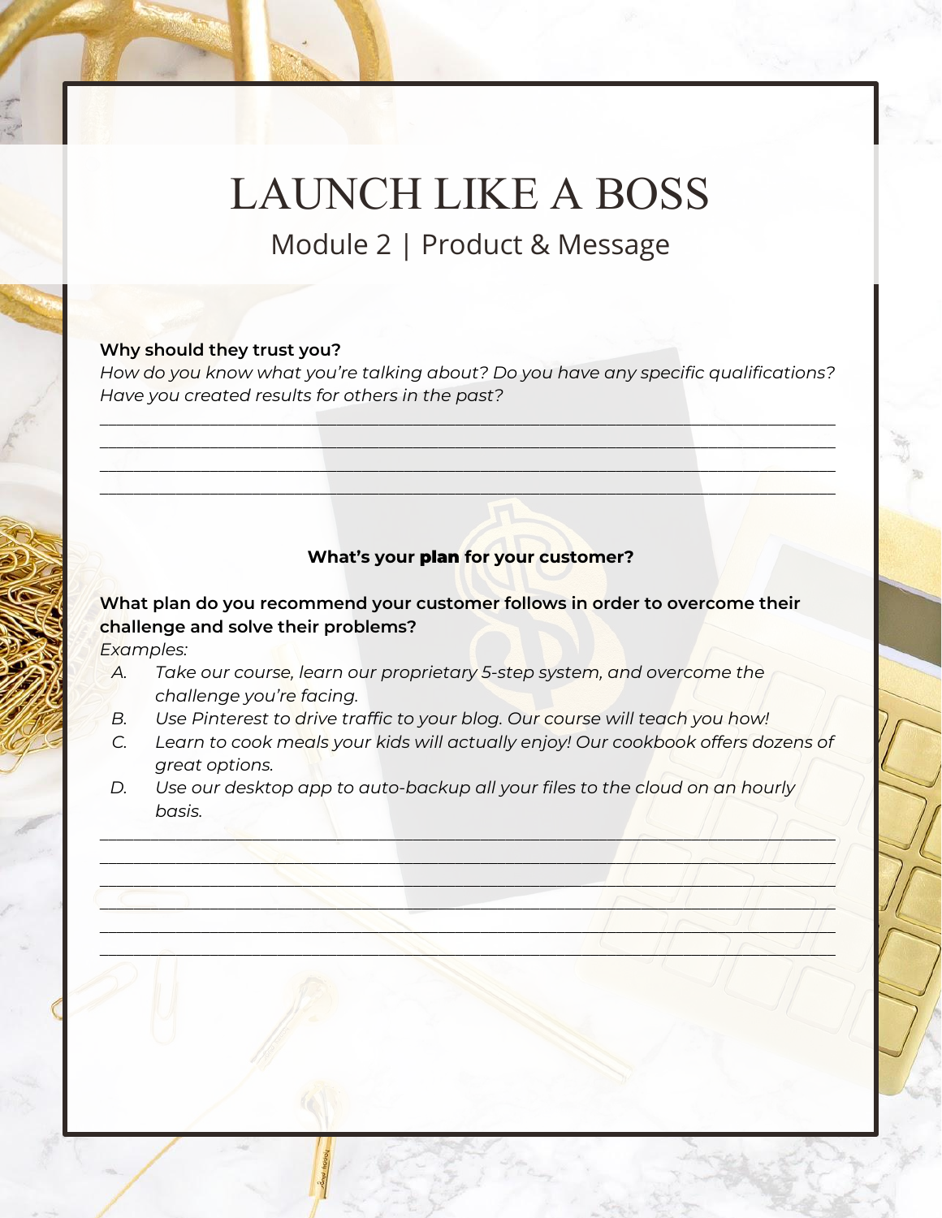# LAUNCH LIKE A BOSS

## Module 2 | Product & Message

**Why should they trust you?**

*How do you know what you're talking about? Do you have any specific qualifications? Have you created results for others in the past?*

______________________________________________________________________________
______________________________________________________________________________
______________________________________________________________________________
______________________________________________________________________________

**What's your plan for your customer?**

**What plan do you recommend your customer follows in order to overcome their challenge and solve their problems?**

*Examples:*

A. *Take our course, learn our proprietary 5-step system, and overcome the challenge you're facing.*
B. *Use Pinterest to drive traffic to your blog. Our course will teach you how!*
C. *Learn to cook meals your kids will actually enjoy! Our cookbook offers dozens of great options.*
D. *Use our desktop app to auto-backup all your files to the cloud on an hourly basis.*

______________________________________________________________________________
______________________________________________________________________________
______________________________________________________________________________
______________________________________________________________________________
______________________________________________________________________________
______________________________________________________________________________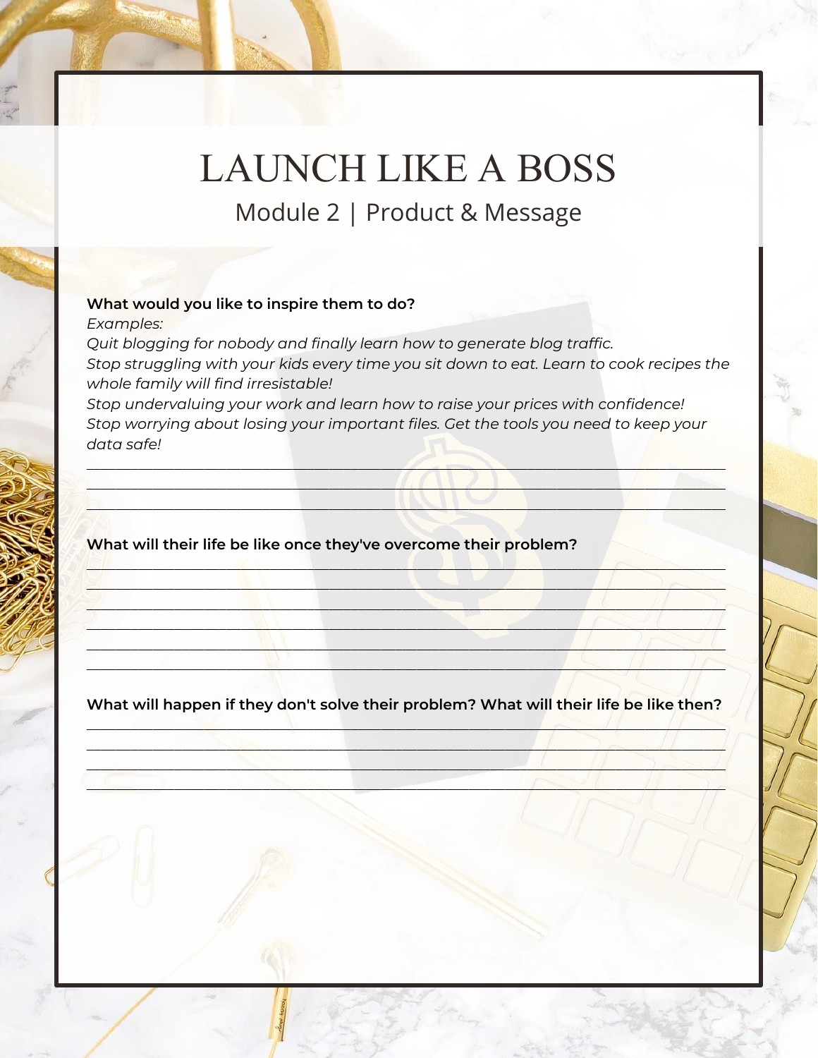# LAUNCH LIKE A BOSS

## Module 2 | Product & Message

**What would you like to inspire them to do?**

*Examples:*

*Quit blogging for nobody and finally learn how to generate blog traffic.*

*Stop struggling with your kids every time you sit down to eat. Learn to cook recipes the whole family will find irresistable!*

*Stop undervaluing your work and learn how to raise your prices with confidence!*

*Stop worrying about losing your important files. Get the tools you need to keep your data safe!*

______________________________________________________________________________

______________________________________________________________________________

______________________________________________________________________________

**What will their life be like once they've overcome their problem?**

______________________________________________________________________________

______________________________________________________________________________

______________________________________________________________________________

______________________________________________________________________________

______________________________________________________________________________

______________________________________________________________________________

**What will happen if they don't solve their problem? What will their life be like then?**

______________________________________________________________________________

______________________________________________________________________________

______________________________________________________________________________

______________________________________________________________________________